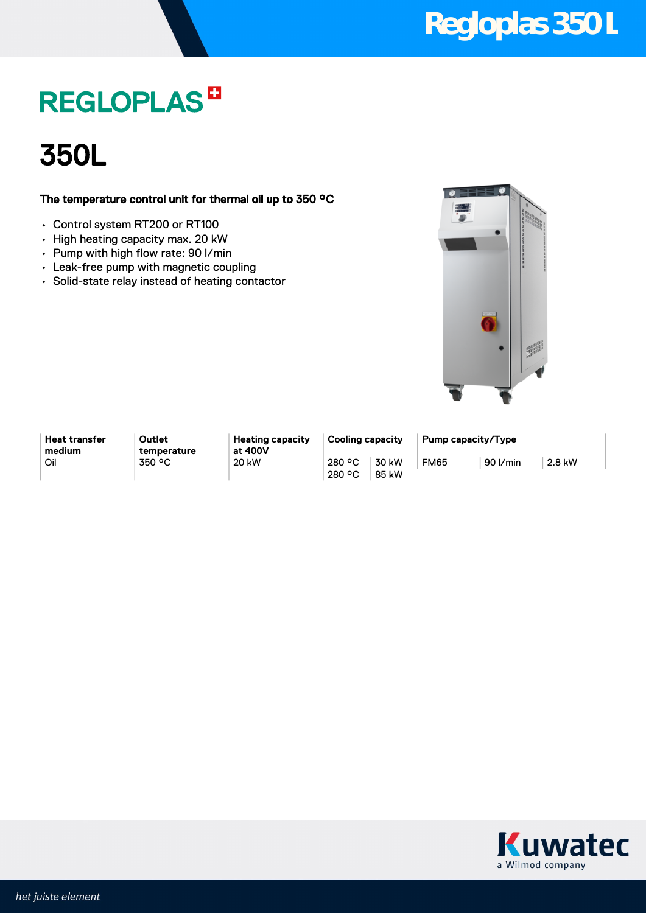# REGLOPLAS

# 350L

**The temperature control unit for thermal oil up to 350 °C**

- Control system RT200 or RT100
- High heating capacity max. 20 kW
- Pump with high flow rate: 90 l/min
- Leak-free pump with magnetic coupling
- Solid-state relay instead of heating contactor

| Heat transfer medium | Outlet temperature | Heating capacity at 400V | Cooling capacity | | Pump capacity/Type | | |
|---|---|---|---|---|---|---|---|
| Oil | 350 °C | 20 kW | 280 °C | 30 kW | FM65 | 90 l/min | 2.8 kW |
| | | | 280 °C | 85 kW | | | |

Kuwatec
a Wilmod company

*het juiste element*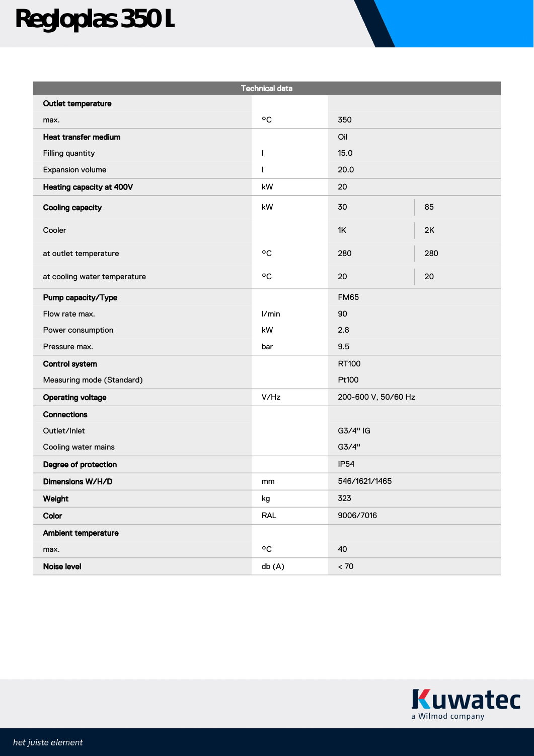# Regloplas 350 L

| Technical data | | | |
|---|---|---|---|
| **Outlet temperature** | | | |
| max. | °C | 350 | |
| **Heat transfer medium** | | Oil | |
| Filling quantity | l | 15.0 | |
| Expansion volume | l | 20.0 | |
| **Heating capacity at 400V** | kW | 20 | |
| **Cooling capacity** | kW | 30 | 85 |
| Cooler | | 1K | 2K |
| at outlet temperature | °C | 280 | 280 |
| at cooling water temperature | °C | 20 | 20 |
| **Pump capacity/Type** | | FM65 | |
| Flow rate max. | l/min | 90 | |
| Power consumption | kW | 2.8 | |
| Pressure max. | bar | 9.5 | |
| **Control system** | | RT100 | |
| Measuring mode (Standard) | | Pt100 | |
| **Operating voltage** | V/Hz | 200-600 V, 50/60 Hz | |
| **Connections** | | | |
| Outlet/Inlet | | G3/4" IG | |
| Cooling water mains | | G3/4" | |
| **Degree of protection** | | IP54 | |
| **Dimensions W/H/D** | mm | 546/1621/1465 | |
| **Weight** | kg | 323 | |
| **Color** | RAL | 9006/7016 | |
| **Ambient temperature** | | | |
| max. | °C | 40 | |
| **Noise level** | db (A) | < 70 | |

Kuwatec
a Wilmod company

*het juiste element*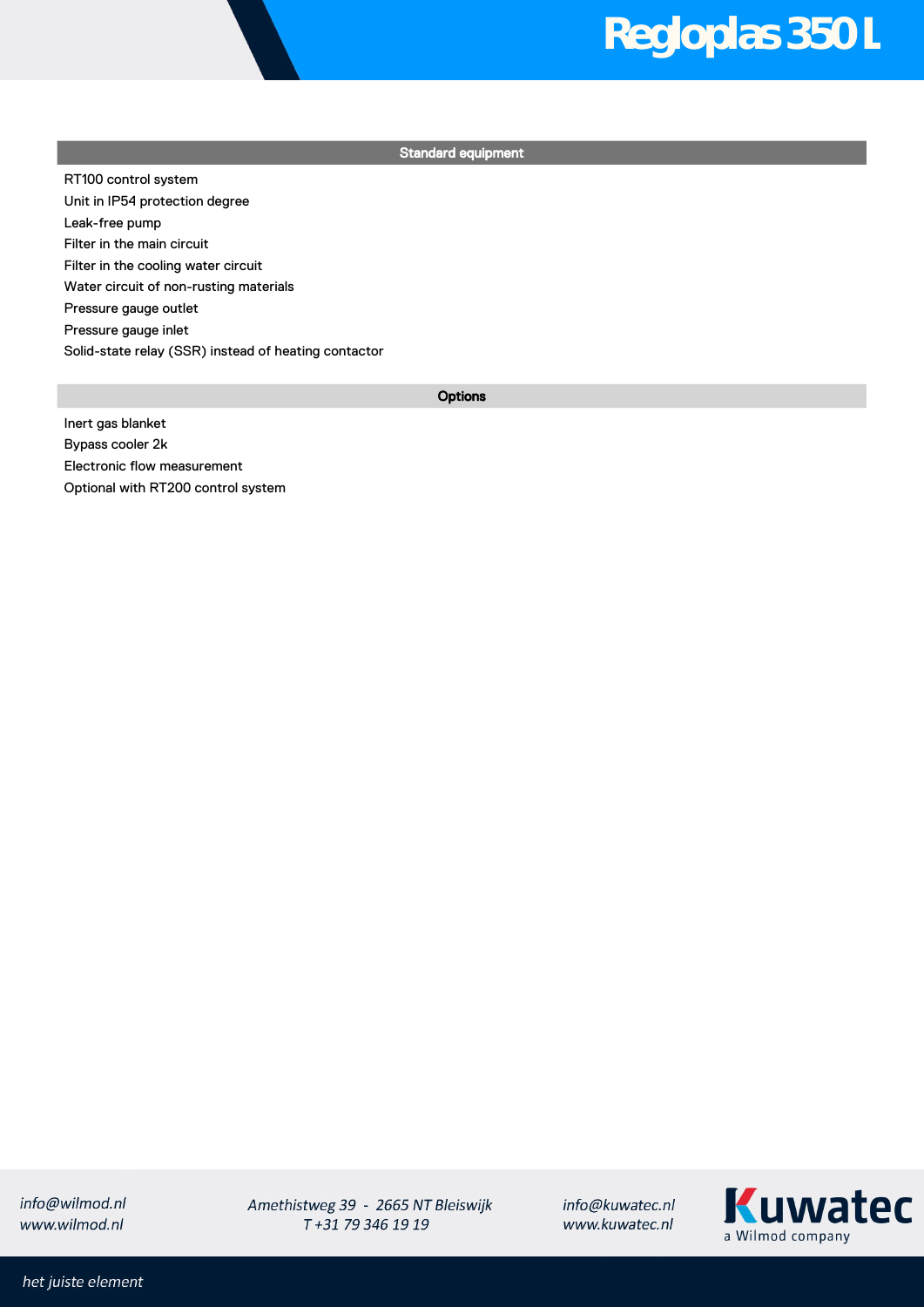## Standard equipment

- RT100 control system
- Unit in IP54 protection degree
- Leak-free pump
- Filter in the main circuit
- Filter in the cooling water circuit
- Water circuit of non-rusting materials
- Pressure gauge outlet
- Pressure gauge inlet
- Solid-state relay (SSR) instead of heating contactor

## Options

- Inert gas blanket
- Bypass cooler 2k
- Electronic flow measurement
- Optional with RT200 control system